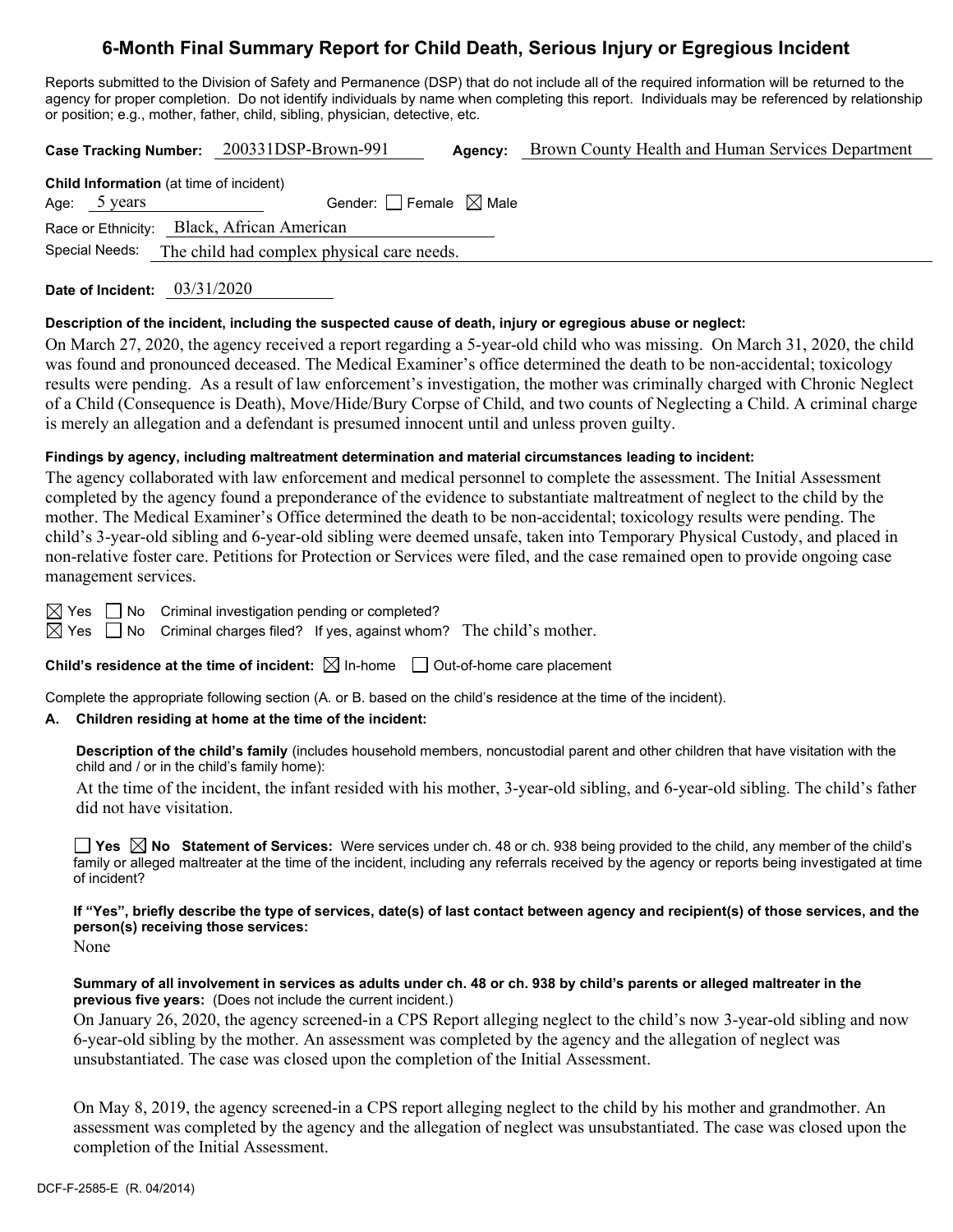# 6-Month Final Summary Report for Child Death, Serious Injury or Egregious Incident

Reports submitted to the Division of Safety and Permanence (DSP) that do not include all of the required information will be returned to the agency for proper completion. Do not identify individuals by name when completing this report. Individuals may be referenced by relationship or position; e.g., mother, father, child, sibling, physician, detective, etc.

**Case Tracking Number:** 200331DSP-Brown-991 **Agency:** Brown County Health and Human Services Department

**Child Information** (at time of incident)
Age: 5 years Gender: ☐ Female ☒ Male
Race or Ethnicity: Black, African American
Special Needs: The child had complex physical care needs.

**Date of Incident:** 03/31/2020

**Description of the incident, including the suspected cause of death, injury or egregious abuse or neglect:**

On March 27, 2020, the agency received a report regarding a 5-year-old child who was missing. On March 31, 2020, the child was found and pronounced deceased. The Medical Examiner's office determined the death to be non-accidental; toxicology results were pending. As a result of law enforcement's investigation, the mother was criminally charged with Chronic Neglect of a Child (Consequence is Death), Move/Hide/Bury Corpse of Child, and two counts of Neglecting a Child. A criminal charge is merely an allegation and a defendant is presumed innocent until and unless proven guilty.

**Findings by agency, including maltreatment determination and material circumstances leading to incident:**

The agency collaborated with law enforcement and medical personnel to complete the assessment. The Initial Assessment completed by the agency found a preponderance of the evidence to substantiate maltreatment of neglect to the child by the mother. The Medical Examiner's Office determined the death to be non-accidental; toxicology results were pending. The child's 3-year-old sibling and 6-year-old sibling were deemed unsafe, taken into Temporary Physical Custody, and placed in non-relative foster care. Petitions for Protection or Services were filed, and the case remained open to provide ongoing case management services.

☒ Yes ☐ No Criminal investigation pending or completed?
☒ Yes ☐ No Criminal charges filed? If yes, against whom? The child's mother.

**Child's residence at the time of incident:** ☒ In-home ☐ Out-of-home care placement

Complete the appropriate following section (A. or B. based on the child's residence at the time of the incident).

**A. Children residing at home at the time of the incident:**

**Description of the child's family** (includes household members, noncustodial parent and other children that have visitation with the child and / or in the child's family home):

At the time of the incident, the infant resided with his mother, 3-year-old sibling, and 6-year-old sibling. The child's father did not have visitation.

☐ **Yes** ☒ **No Statement of Services:** Were services under ch. 48 or ch. 938 being provided to the child, any member of the child's family or alleged maltreater at the time of the incident, including any referrals received by the agency or reports being investigated at time of incident?

**If "Yes", briefly describe the type of services, date(s) of last contact between agency and recipient(s) of those services, and the person(s) receiving those services:**

None

**Summary of all involvement in services as adults under ch. 48 or ch. 938 by child's parents or alleged maltreater in the previous five years:** (Does not include the current incident.)

On January 26, 2020, the agency screened-in a CPS Report alleging neglect to the child's now 3-year-old sibling and now 6-year-old sibling by the mother. An assessment was completed by the agency and the allegation of neglect was unsubstantiated. The case was closed upon the completion of the Initial Assessment.

On May 8, 2019, the agency screened-in a CPS report alleging neglect to the child by his mother and grandmother. An assessment was completed by the agency and the allegation of neglect was unsubstantiated. The case was closed upon the completion of the Initial Assessment.

DCF-F-2585-E (R. 04/2014)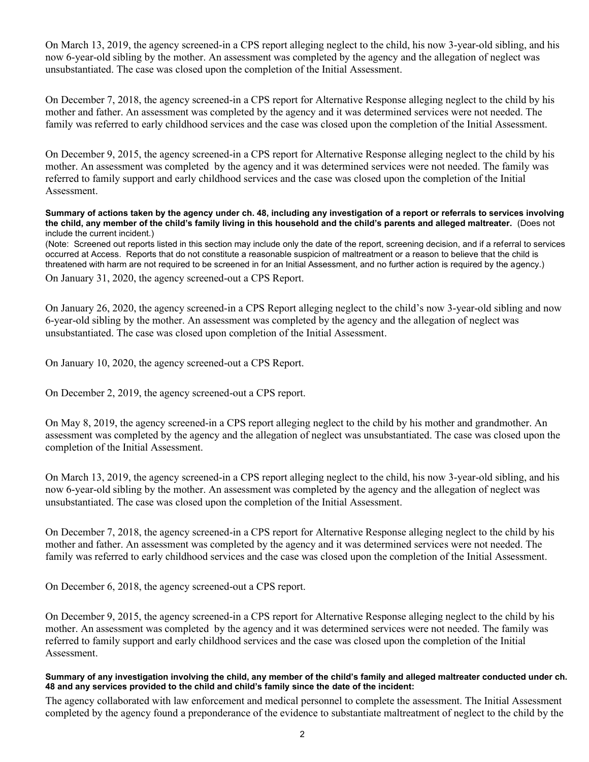On March 13, 2019, the agency screened-in a CPS report alleging neglect to the child, his now 3-year-old sibling, and his now 6-year-old sibling by the mother. An assessment was completed by the agency and the allegation of neglect was unsubstantiated. The case was closed upon the completion of the Initial Assessment.

On December 7, 2018, the agency screened-in a CPS report for Alternative Response alleging neglect to the child by his mother and father. An assessment was completed by the agency and it was determined services were not needed. The family was referred to early childhood services and the case was closed upon the completion of the Initial Assessment.

On December 9, 2015, the agency screened-in a CPS report for Alternative Response alleging neglect to the child by his mother. An assessment was completed by the agency and it was determined services were not needed. The family was referred to family support and early childhood services and the case was closed upon the completion of the Initial Assessment.

**Summary of actions taken by the agency under ch. 48, including any investigation of a report or referrals to services involving the child, any member of the child's family living in this household and the child's parents and alleged maltreater.** (Does not include the current incident.)

(Note: Screened out reports listed in this section may include only the date of the report, screening decision, and if a referral to services occurred at Access. Reports that do not constitute a reasonable suspicion of maltreatment or a reason to believe that the child is threatened with harm are not required to be screened in for an Initial Assessment, and no further action is required by the agency.)

On January 31, 2020, the agency screened-out a CPS Report.

On January 26, 2020, the agency screened-in a CPS Report alleging neglect to the child's now 3-year-old sibling and now 6-year-old sibling by the mother. An assessment was completed by the agency and the allegation of neglect was unsubstantiated. The case was closed upon completion of the Initial Assessment.

On January 10, 2020, the agency screened-out a CPS Report.

On December 2, 2019, the agency screened-out a CPS report.

On May 8, 2019, the agency screened-in a CPS report alleging neglect to the child by his mother and grandmother. An assessment was completed by the agency and the allegation of neglect was unsubstantiated. The case was closed upon the completion of the Initial Assessment.

On March 13, 2019, the agency screened-in a CPS report alleging neglect to the child, his now 3-year-old sibling, and his now 6-year-old sibling by the mother. An assessment was completed by the agency and the allegation of neglect was unsubstantiated. The case was closed upon the completion of the Initial Assessment.

On December 7, 2018, the agency screened-in a CPS report for Alternative Response alleging neglect to the child by his mother and father. An assessment was completed by the agency and it was determined services were not needed. The family was referred to early childhood services and the case was closed upon the completion of the Initial Assessment.

On December 6, 2018, the agency screened-out a CPS report.

On December 9, 2015, the agency screened-in a CPS report for Alternative Response alleging neglect to the child by his mother. An assessment was completed by the agency and it was determined services were not needed. The family was referred to family support and early childhood services and the case was closed upon the completion of the Initial Assessment.

**Summary of any investigation involving the child, any member of the child's family and alleged maltreater conducted under ch. 48 and any services provided to the child and child's family since the date of the incident:**

The agency collaborated with law enforcement and medical personnel to complete the assessment. The Initial Assessment completed by the agency found a preponderance of the evidence to substantiate maltreatment of neglect to the child by the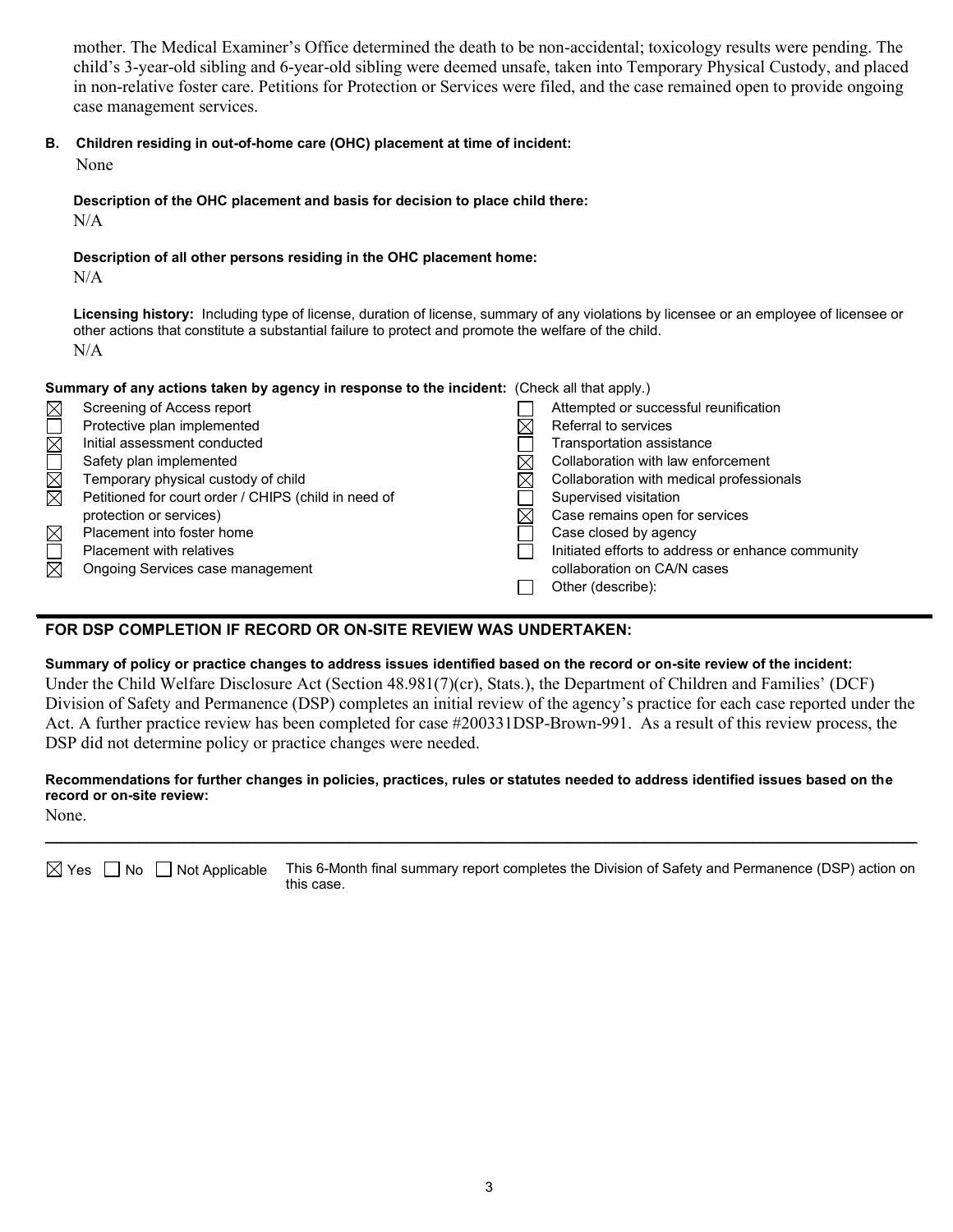mother. The Medical Examiner's Office determined the death to be non-accidental; toxicology results were pending. The child's 3-year-old sibling and 6-year-old sibling were deemed unsafe, taken into Temporary Physical Custody, and placed in non-relative foster care. Petitions for Protection or Services were filed, and the case remained open to provide ongoing case management services.

**B. Children residing in out-of-home care (OHC) placement at time of incident:**

None

**Description of the OHC placement and basis for decision to place child there:**

N/A

**Description of all other persons residing in the OHC placement home:**

N/A

**Licensing history:** Including type of license, duration of license, summary of any violations by licensee or an employee of licensee or other actions that constitute a substantial failure to protect and promote the welfare of the child.

N/A

**Summary of any actions taken by agency in response to the incident:** (Check all that apply.)

- ☒ Screening of Access report
- ☐ Protective plan implemented
- ☒ Initial assessment conducted
- ☐ Safety plan implemented
- ☒ Temporary physical custody of child
- ☒ Petitioned for court order / CHIPS (child in need of protection or services)
- ☒ Placement into foster home
- ☐ Placement with relatives
- ☒ Ongoing Services case management
- ☐ Attempted or successful reunification
- ☒ Referral to services
- ☐ Transportation assistance
- ☒ Collaboration with law enforcement
- ☒ Collaboration with medical professionals
- ☐ Supervised visitation
- ☒ Case remains open for services
- ☐ Case closed by agency
- ☐ Initiated efforts to address or enhance community collaboration on CA/N cases
- ☐ Other (describe):

## FOR DSP COMPLETION IF RECORD OR ON-SITE REVIEW WAS UNDERTAKEN:

**Summary of policy or practice changes to address issues identified based on the record or on-site review of the incident:**

Under the Child Welfare Disclosure Act (Section 48.981(7)(cr), Stats.), the Department of Children and Families' (DCF) Division of Safety and Permanence (DSP) completes an initial review of the agency's practice for each case reported under the Act. A further practice review has been completed for case #200331DSP-Brown-991. As a result of this review process, the DSP did not determine policy or practice changes were needed.

**Recommendations for further changes in policies, practices, rules or statutes needed to address identified issues based on the record or on-site review:**

None.

☒ Yes ☐ No ☐ Not Applicable This 6-Month final summary report completes the Division of Safety and Permanence (DSP) action on this case.